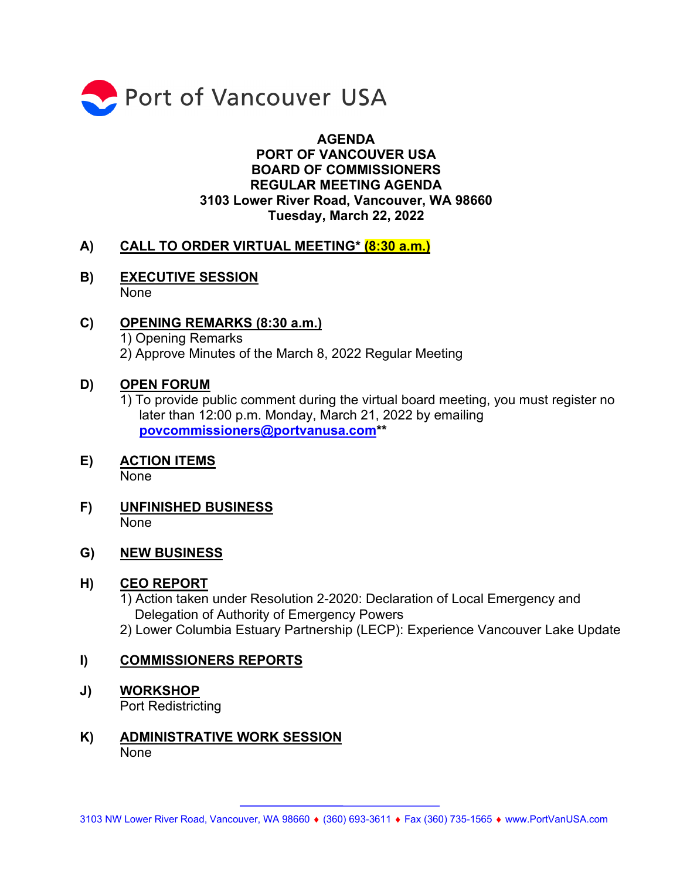Port of Vancouver USA

**AGENDA**
**PORT OF VANCOUVER USA**
**BOARD OF COMMISSIONERS**
**REGULAR MEETING AGENDA**
**3103 Lower River Road, Vancouver, WA 98660**
**Tuesday, March 22, 2022**

**A) CALL TO ORDER VIRTUAL MEETING* (8:30 a.m.)**

**B) EXECUTIVE SESSION**
None

**C) OPENING REMARKS (8:30 a.m.)**
1) Opening Remarks
2) Approve Minutes of the March 8, 2022 Regular Meeting

**D) OPEN FORUM**
1) To provide public comment during the virtual board meeting, you must register no later than 12:00 p.m. Monday, March 21, 2022 by emailing **povcommissioners@portvanusa.com****

**E) ACTION ITEMS**
None

**F) UNFINISHED BUSINESS**
None

**G) NEW BUSINESS**

**H) CEO REPORT**
1) Action taken under Resolution 2-2020: Declaration of Local Emergency and Delegation of Authority of Emergency Powers
2) Lower Columbia Estuary Partnership (LECP): Experience Vancouver Lake Update

**I) COMMISSIONERS REPORTS**

**J) WORKSHOP**
Port Redistricting

**K) ADMINISTRATIVE WORK SESSION**
None

3103 NW Lower River Road, Vancouver, WA 98660 ♦ (360) 693-3611 ♦ Fax (360) 735-1565 ♦ www.PortVanUSA.com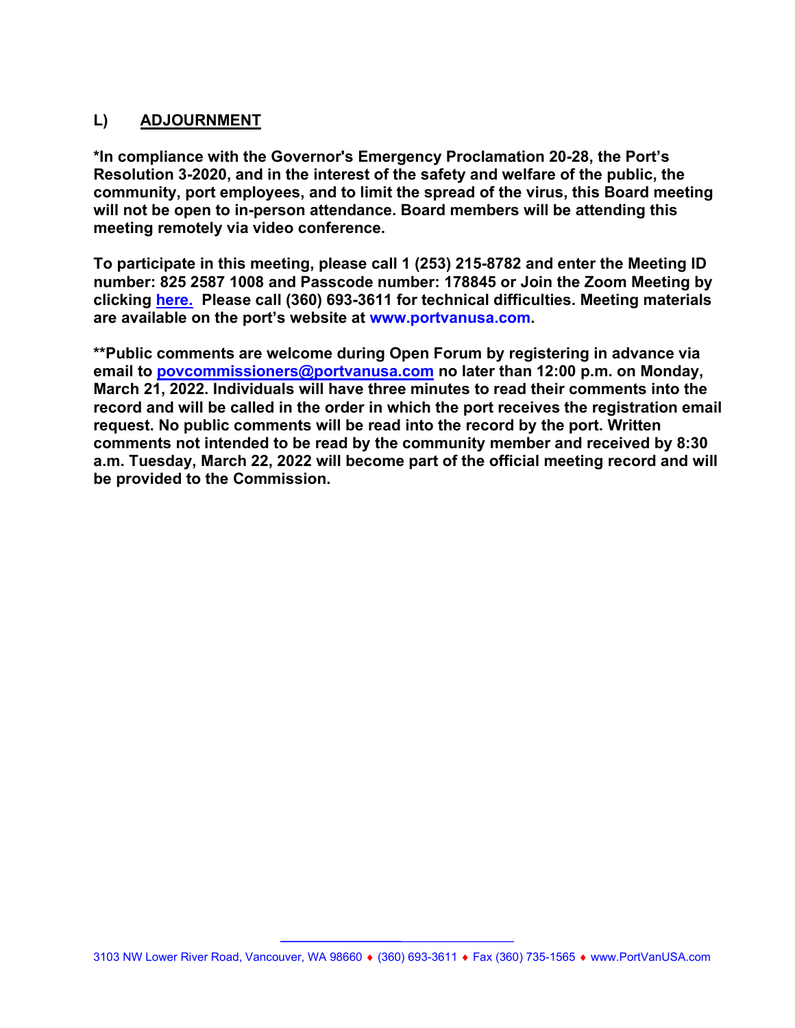## L) ADJOURNMENT

**\*In compliance with the Governor's Emergency Proclamation 20-28, the Port's Resolution 3-2020, and in the interest of the safety and welfare of the public, the community, port employees, and to limit the spread of the virus, this Board meeting will not be open to in-person attendance. Board members will be attending this meeting remotely via video conference.**

**To participate in this meeting, please call 1 (253) 215-8782 and enter the Meeting ID number: 825 2587 1008 and Passcode number: 178845 or Join the Zoom Meeting by clicking here. Please call (360) 693-3611 for technical difficulties. Meeting materials are available on the port's website at www.portvanusa.com.**

**\*\*Public comments are welcome during Open Forum by registering in advance via email to povcommissioners@portvanusa.com no later than 12:00 p.m. on Monday, March 21, 2022. Individuals will have three minutes to read their comments into the record and will be called in the order in which the port receives the registration email request. No public comments will be read into the record by the port. Written comments not intended to be read by the community member and received by 8:30 a.m. Tuesday, March 22, 2022 will become part of the official meeting record and will be provided to the Commission.**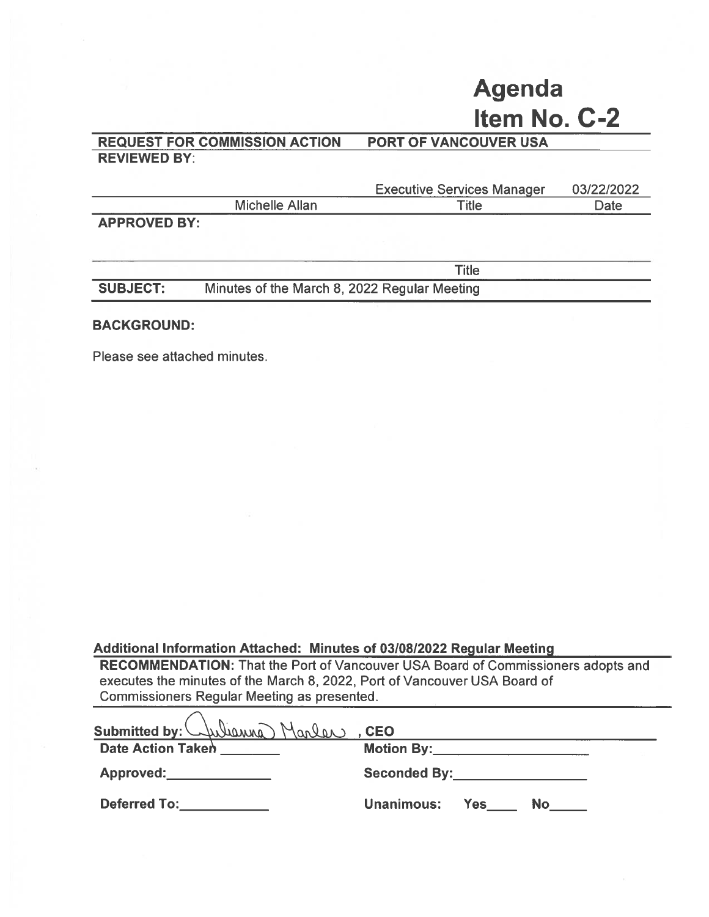# Agenda Item No. C-2

| REQUEST FOR COMMISSION ACTION | PORT OF VANCOUVER USA | |
|---|---|---|
| **REVIEWED BY**: | | |
| | Executive Services Manager | 03/22/2022 |
| Michelle Allan | Title | Date |
| **APPROVED BY:** | | |
| | Title | |

**SUBJECT:** Minutes of the March 8, 2022 Regular Meeting

**BACKGROUND:**

Please see attached minutes.

**Additional Information Attached: Minutes of 03/08/2022 Regular Meeting**

**RECOMMENDATION:** That the Port of Vancouver USA Board of Commissioners adopts and executes the minutes of the March 8, 2022, Port of Vancouver USA Board of Commissioners Regular Meeting as presented.

**Submitted by:** Julianna Marler, **CEO**

**Date Action Taken** ________ **Motion By:** ____________________

**Approved:** ______________ **Seconded By:** __________________

**Deferred To:** ____________ **Unanimous: Yes**____ **No**_____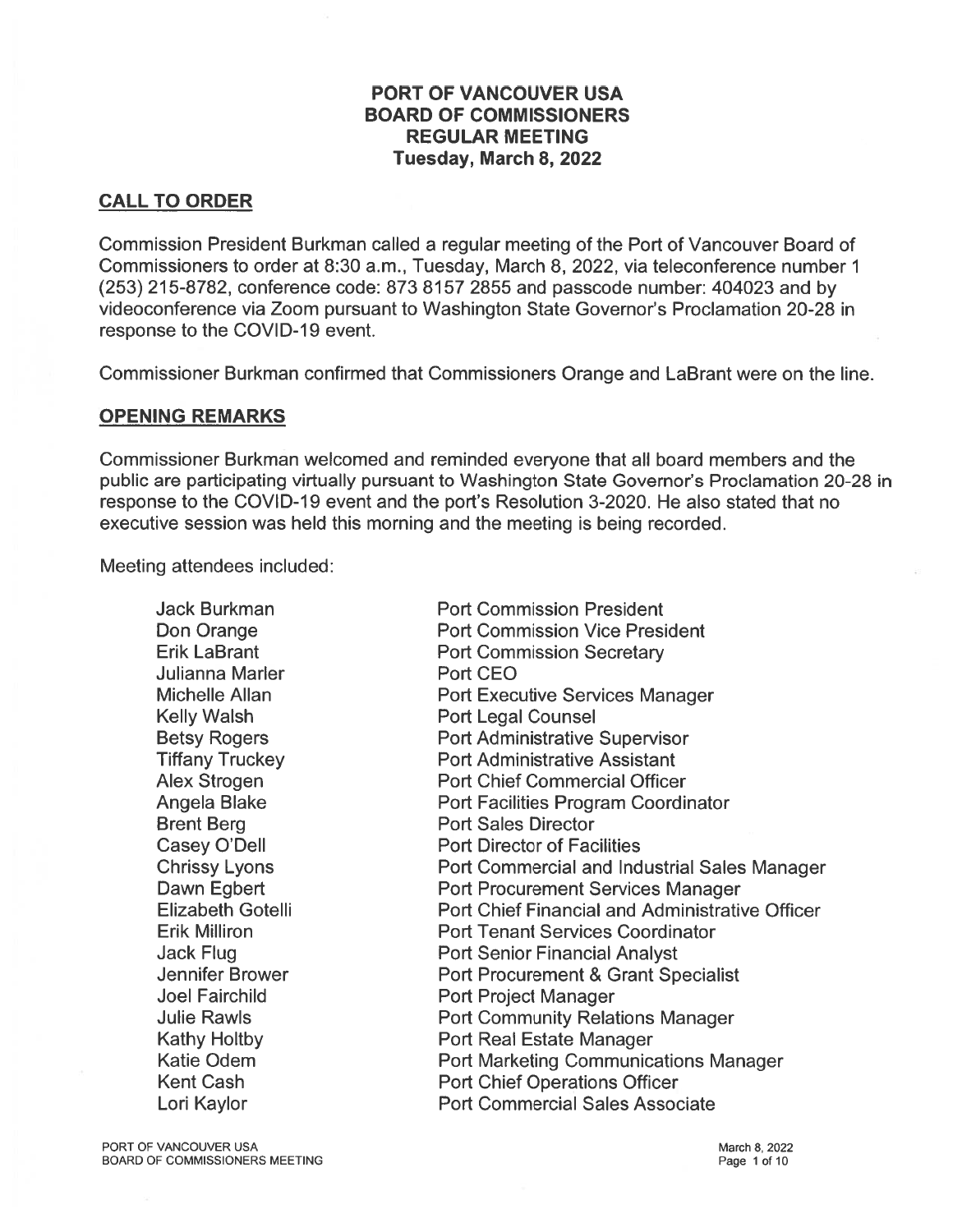# PORT OF VANCOUVER USA
# BOARD OF COMMISSIONERS
# REGULAR MEETING
# Tuesday, March 8, 2022

## CALL TO ORDER

Commission President Burkman called a regular meeting of the Port of Vancouver Board of Commissioners to order at 8:30 a.m., Tuesday, March 8, 2022, via teleconference number 1 (253) 215-8782, conference code: 873 8157 2855 and passcode number: 404023 and by videoconference via Zoom pursuant to Washington State Governor's Proclamation 20-28 in response to the COVID-19 event.

Commissioner Burkman confirmed that Commissioners Orange and LaBrant were on the line.

## OPENING REMARKS

Commissioner Burkman welcomed and reminded everyone that all board members and the public are participating virtually pursuant to Washington State Governor's Proclamation 20-28 in response to the COVID-19 event and the port's Resolution 3-2020. He also stated that no executive session was held this morning and the meeting is being recorded.

Meeting attendees included:

| | |
|---|---|
| Jack Burkman | Port Commission President |
| Don Orange | Port Commission Vice President |
| Erik LaBrant | Port Commission Secretary |
| Julianna Marler | Port CEO |
| Michelle Allan | Port Executive Services Manager |
| Kelly Walsh | Port Legal Counsel |
| Betsy Rogers | Port Administrative Supervisor |
| Tiffany Truckey | Port Administrative Assistant |
| Alex Strogen | Port Chief Commercial Officer |
| Angela Blake | Port Facilities Program Coordinator |
| Brent Berg | Port Sales Director |
| Casey O'Dell | Port Director of Facilities |
| Chrissy Lyons | Port Commercial and Industrial Sales Manager |
| Dawn Egbert | Port Procurement Services Manager |
| Elizabeth Gotelli | Port Chief Financial and Administrative Officer |
| Erik Milliron | Port Tenant Services Coordinator |
| Jack Flug | Port Senior Financial Analyst |
| Jennifer Brower | Port Procurement & Grant Specialist |
| Joel Fairchild | Port Project Manager |
| Julie Rawls | Port Community Relations Manager |
| Kathy Holtby | Port Real Estate Manager |
| Katie Odem | Port Marketing Communications Manager |
| Kent Cash | Port Chief Operations Officer |
| Lori Kaylor | Port Commercial Sales Associate |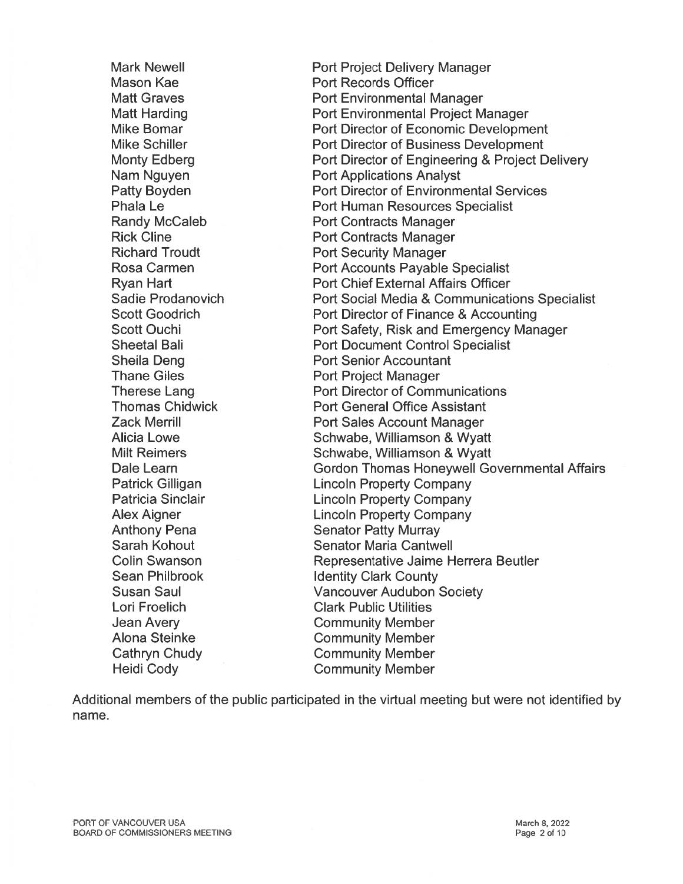| | |
|---|---|
| Mark Newell | Port Project Delivery Manager |
| Mason Kae | Port Records Officer |
| Matt Graves | Port Environmental Manager |
| Matt Harding | Port Environmental Project Manager |
| Mike Bomar | Port Director of Economic Development |
| Mike Schiller | Port Director of Business Development |
| Monty Edberg | Port Director of Engineering & Project Delivery |
| Nam Nguyen | Port Applications Analyst |
| Patty Boyden | Port Director of Environmental Services |
| Phala Le | Port Human Resources Specialist |
| Randy McCaleb | Port Contracts Manager |
| Rick Cline | Port Contracts Manager |
| Richard Troudt | Port Security Manager |
| Rosa Carmen | Port Accounts Payable Specialist |
| Ryan Hart | Port Chief External Affairs Officer |
| Sadie Prodanovich | Port Social Media & Communications Specialist |
| Scott Goodrich | Port Director of Finance & Accounting |
| Scott Ouchi | Port Safety, Risk and Emergency Manager |
| Sheetal Bali | Port Document Control Specialist |
| Sheila Deng | Port Senior Accountant |
| Thane Giles | Port Project Manager |
| Therese Lang | Port Director of Communications |
| Thomas Chidwick | Port General Office Assistant |
| Zack Merrill | Port Sales Account Manager |
| Alicia Lowe | Schwabe, Williamson & Wyatt |
| Milt Reimers | Schwabe, Williamson & Wyatt |
| Dale Learn | Gordon Thomas Honeywell Governmental Affairs |
| Patrick Gilligan | Lincoln Property Company |
| Patricia Sinclair | Lincoln Property Company |
| Alex Aigner | Lincoln Property Company |
| Anthony Pena | Senator Patty Murray |
| Sarah Kohout | Senator Maria Cantwell |
| Colin Swanson | Representative Jaime Herrera Beutler |
| Sean Philbrook | Identity Clark County |
| Susan Saul | Vancouver Audubon Society |
| Lori Froelich | Clark Public Utilities |
| Jean Avery | Community Member |
| Alona Steinke | Community Member |
| Cathryn Chudy | Community Member |
| Heidi Cody | Community Member |

Additional members of the public participated in the virtual meeting but were not identified by name.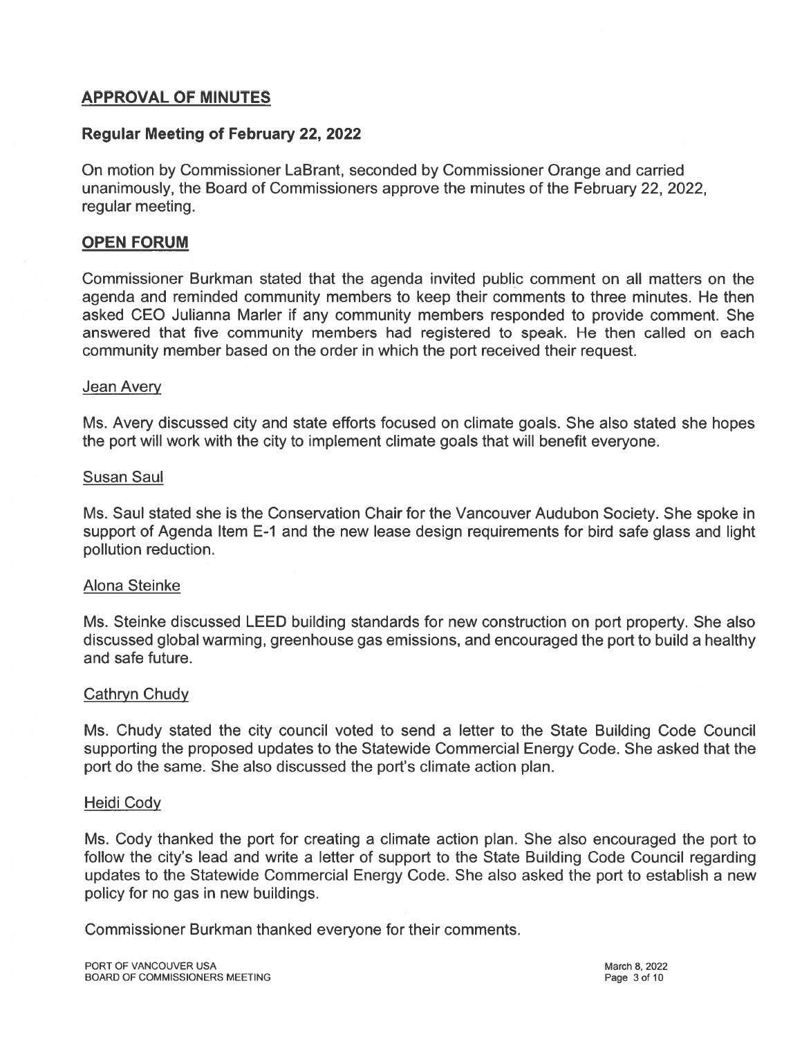## APPROVAL OF MINUTES

### Regular Meeting of February 22, 2022

On motion by Commissioner LaBrant, seconded by Commissioner Orange and carried unanimously, the Board of Commissioners approve the minutes of the February 22, 2022, regular meeting.

## OPEN FORUM

Commissioner Burkman stated that the agenda invited public comment on all matters on the agenda and reminded community members to keep their comments to three minutes. He then asked CEO Julianna Marler if any community members responded to provide comment. She answered that five community members had registered to speak. He then called on each community member based on the order in which the port received their request.

Jean Avery

Ms. Avery discussed city and state efforts focused on climate goals. She also stated she hopes the port will work with the city to implement climate goals that will benefit everyone.

Susan Saul

Ms. Saul stated she is the Conservation Chair for the Vancouver Audubon Society. She spoke in support of Agenda Item E-1 and the new lease design requirements for bird safe glass and light pollution reduction.

Alona Steinke

Ms. Steinke discussed LEED building standards for new construction on port property. She also discussed global warming, greenhouse gas emissions, and encouraged the port to build a healthy and safe future.

Cathryn Chudy

Ms. Chudy stated the city council voted to send a letter to the State Building Code Council supporting the proposed updates to the Statewide Commercial Energy Code. She asked that the port do the same. She also discussed the port's climate action plan.

Heidi Cody

Ms. Cody thanked the port for creating a climate action plan. She also encouraged the port to follow the city's lead and write a letter of support to the State Building Code Council regarding updates to the Statewide Commercial Energy Code. She also asked the port to establish a new policy for no gas in new buildings.

Commissioner Burkman thanked everyone for their comments.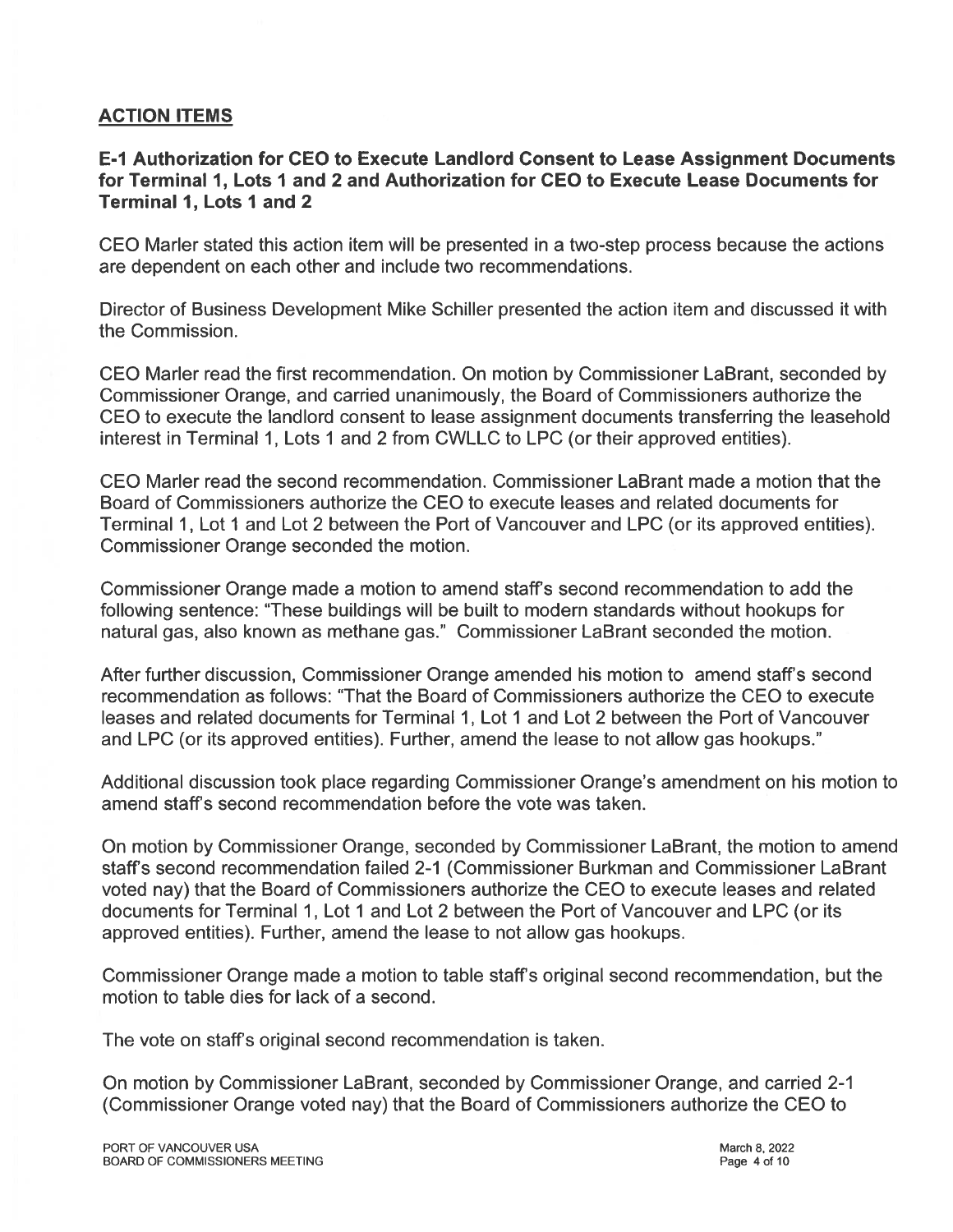## ACTION ITEMS

### E-1 Authorization for CEO to Execute Landlord Consent to Lease Assignment Documents for Terminal 1, Lots 1 and 2 and Authorization for CEO to Execute Lease Documents for Terminal 1, Lots 1 and 2

CEO Marler stated this action item will be presented in a two-step process because the actions are dependent on each other and include two recommendations.

Director of Business Development Mike Schiller presented the action item and discussed it with the Commission.

CEO Marler read the first recommendation. On motion by Commissioner LaBrant, seconded by Commissioner Orange, and carried unanimously, the Board of Commissioners authorize the CEO to execute the landlord consent to lease assignment documents transferring the leasehold interest in Terminal 1, Lots 1 and 2 from CWLLC to LPC (or their approved entities).

CEO Marler read the second recommendation. Commissioner LaBrant made a motion that the Board of Commissioners authorize the CEO to execute leases and related documents for Terminal 1, Lot 1 and Lot 2 between the Port of Vancouver and LPC (or its approved entities). Commissioner Orange seconded the motion.

Commissioner Orange made a motion to amend staff's second recommendation to add the following sentence: "These buildings will be built to modern standards without hookups for natural gas, also known as methane gas." Commissioner LaBrant seconded the motion.

After further discussion, Commissioner Orange amended his motion to amend staff's second recommendation as follows: "That the Board of Commissioners authorize the CEO to execute leases and related documents for Terminal 1, Lot 1 and Lot 2 between the Port of Vancouver and LPC (or its approved entities). Further, amend the lease to not allow gas hookups."

Additional discussion took place regarding Commissioner Orange's amendment on his motion to amend staff's second recommendation before the vote was taken.

On motion by Commissioner Orange, seconded by Commissioner LaBrant, the motion to amend staff's second recommendation failed 2-1 (Commissioner Burkman and Commissioner LaBrant voted nay) that the Board of Commissioners authorize the CEO to execute leases and related documents for Terminal 1, Lot 1 and Lot 2 between the Port of Vancouver and LPC (or its approved entities). Further, amend the lease to not allow gas hookups.

Commissioner Orange made a motion to table staff's original second recommendation, but the motion to table dies for lack of a second.

The vote on staff's original second recommendation is taken.

On motion by Commissioner LaBrant, seconded by Commissioner Orange, and carried 2-1 (Commissioner Orange voted nay) that the Board of Commissioners authorize the CEO to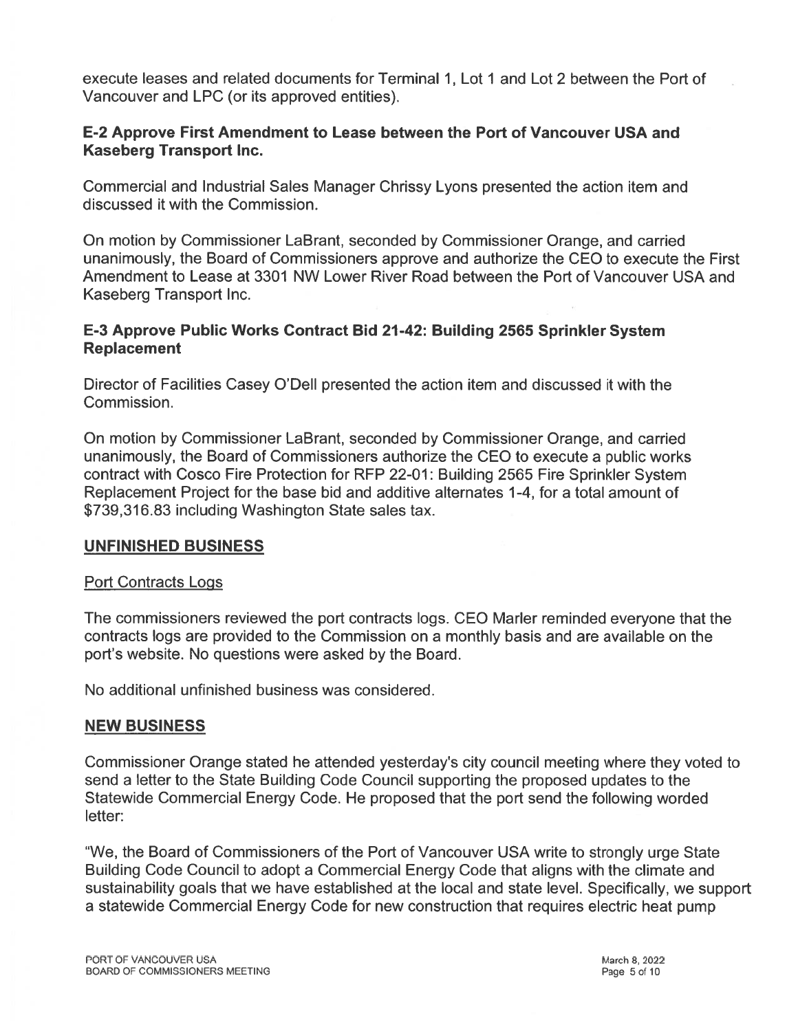execute leases and related documents for Terminal 1, Lot 1 and Lot 2 between the Port of Vancouver and LPC (or its approved entities).

### E-2 Approve First Amendment to Lease between the Port of Vancouver USA and Kaseberg Transport Inc.

Commercial and Industrial Sales Manager Chrissy Lyons presented the action item and discussed it with the Commission.

On motion by Commissioner LaBrant, seconded by Commissioner Orange, and carried unanimously, the Board of Commissioners approve and authorize the CEO to execute the First Amendment to Lease at 3301 NW Lower River Road between the Port of Vancouver USA and Kaseberg Transport Inc.

### E-3 Approve Public Works Contract Bid 21-42: Building 2565 Sprinkler System Replacement

Director of Facilities Casey O'Dell presented the action item and discussed it with the Commission.

On motion by Commissioner LaBrant, seconded by Commissioner Orange, and carried unanimously, the Board of Commissioners authorize the CEO to execute a public works contract with Cosco Fire Protection for RFP 22-01: Building 2565 Fire Sprinkler System Replacement Project for the base bid and additive alternates 1-4, for a total amount of $739,316.83 including Washington State sales tax.

## UNFINISHED BUSINESS

Port Contracts Logs

The commissioners reviewed the port contracts logs. CEO Marler reminded everyone that the contracts logs are provided to the Commission on a monthly basis and are available on the port's website. No questions were asked by the Board.

No additional unfinished business was considered.

## NEW BUSINESS

Commissioner Orange stated he attended yesterday's city council meeting where they voted to send a letter to the State Building Code Council supporting the proposed updates to the Statewide Commercial Energy Code. He proposed that the port send the following worded letter:

"We, the Board of Commissioners of the Port of Vancouver USA write to strongly urge State Building Code Council to adopt a Commercial Energy Code that aligns with the climate and sustainability goals that we have established at the local and state level. Specifically, we support a statewide Commercial Energy Code for new construction that requires electric heat pump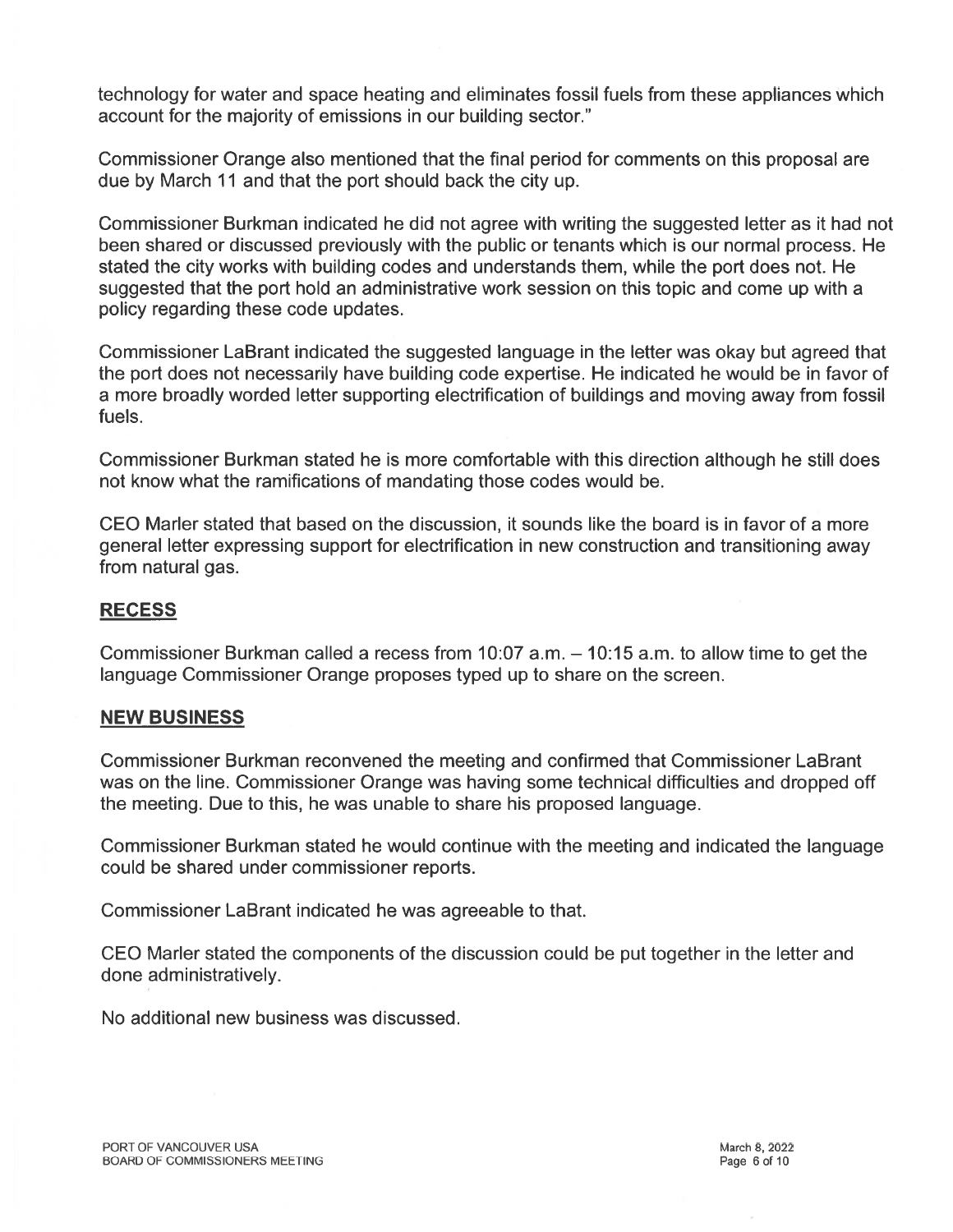technology for water and space heating and eliminates fossil fuels from these appliances which account for the majority of emissions in our building sector."

Commissioner Orange also mentioned that the final period for comments on this proposal are due by March 11 and that the port should back the city up.

Commissioner Burkman indicated he did not agree with writing the suggested letter as it had not been shared or discussed previously with the public or tenants which is our normal process. He stated the city works with building codes and understands them, while the port does not. He suggested that the port hold an administrative work session on this topic and come up with a policy regarding these code updates.

Commissioner LaBrant indicated the suggested language in the letter was okay but agreed that the port does not necessarily have building code expertise. He indicated he would be in favor of a more broadly worded letter supporting electrification of buildings and moving away from fossil fuels.

Commissioner Burkman stated he is more comfortable with this direction although he still does not know what the ramifications of mandating those codes would be.

CEO Marler stated that based on the discussion, it sounds like the board is in favor of a more general letter expressing support for electrification in new construction and transitioning away from natural gas.

## RECESS

Commissioner Burkman called a recess from 10:07 a.m. – 10:15 a.m. to allow time to get the language Commissioner Orange proposes typed up to share on the screen.

## NEW BUSINESS

Commissioner Burkman reconvened the meeting and confirmed that Commissioner LaBrant was on the line. Commissioner Orange was having some technical difficulties and dropped off the meeting. Due to this, he was unable to share his proposed language.

Commissioner Burkman stated he would continue with the meeting and indicated the language could be shared under commissioner reports.

Commissioner LaBrant indicated he was agreeable to that.

CEO Marler stated the components of the discussion could be put together in the letter and done administratively.

No additional new business was discussed.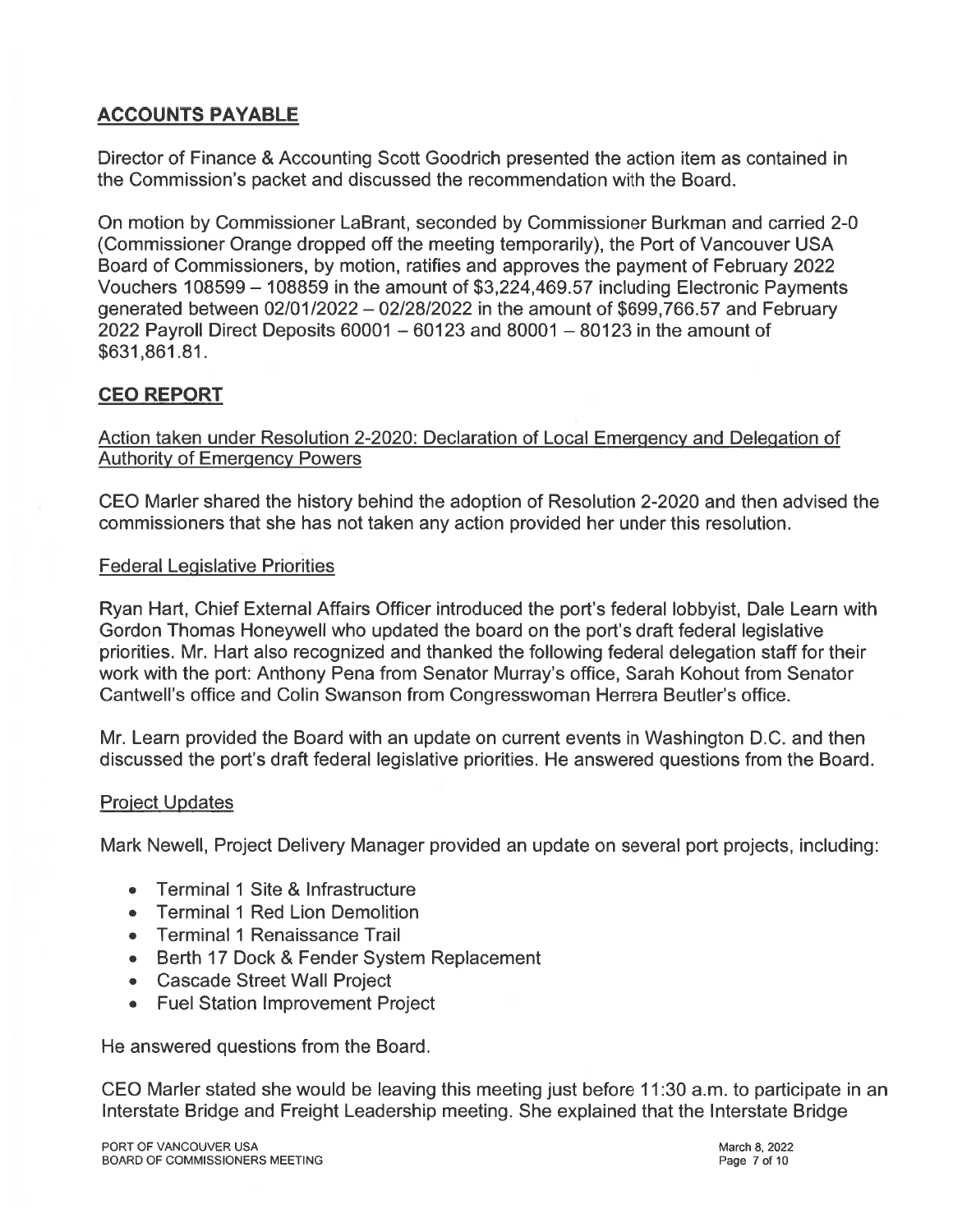## ACCOUNTS PAYABLE

Director of Finance & Accounting Scott Goodrich presented the action item as contained in the Commission's packet and discussed the recommendation with the Board.

On motion by Commissioner LaBrant, seconded by Commissioner Burkman and carried 2-0 (Commissioner Orange dropped off the meeting temporarily), the Port of Vancouver USA Board of Commissioners, by motion, ratifies and approves the payment of February 2022 Vouchers 108599 – 108859 in the amount of $3,224,469.57 including Electronic Payments generated between 02/01/2022 – 02/28/2022 in the amount of $699,766.57 and February 2022 Payroll Direct Deposits 60001 – 60123 and 80001 – 80123 in the amount of $631,861.81.

## CEO REPORT

Action taken under Resolution 2-2020: Declaration of Local Emergency and Delegation of Authority of Emergency Powers

CEO Marler shared the history behind the adoption of Resolution 2-2020 and then advised the commissioners that she has not taken any action provided her under this resolution.

Federal Legislative Priorities

Ryan Hart, Chief External Affairs Officer introduced the port's federal lobbyist, Dale Learn with Gordon Thomas Honeywell who updated the board on the port's draft federal legislative priorities. Mr. Hart also recognized and thanked the following federal delegation staff for their work with the port: Anthony Pena from Senator Murray's office, Sarah Kohout from Senator Cantwell's office and Colin Swanson from Congresswoman Herrera Beutler's office.

Mr. Learn provided the Board with an update on current events in Washington D.C. and then discussed the port's draft federal legislative priorities. He answered questions from the Board.

Project Updates

Mark Newell, Project Delivery Manager provided an update on several port projects, including:

- Terminal 1 Site & Infrastructure
- Terminal 1 Red Lion Demolition
- Terminal 1 Renaissance Trail
- Berth 17 Dock & Fender System Replacement
- Cascade Street Wall Project
- Fuel Station Improvement Project

He answered questions from the Board.

CEO Marler stated she would be leaving this meeting just before 11:30 a.m. to participate in an Interstate Bridge and Freight Leadership meeting. She explained that the Interstate Bridge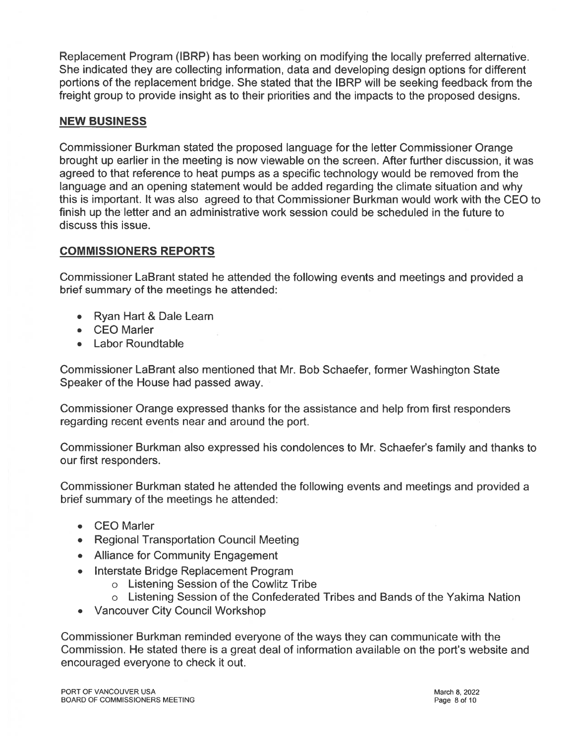Replacement Program (IBRP) has been working on modifying the locally preferred alternative. She indicated they are collecting information, data and developing design options for different portions of the replacement bridge. She stated that the IBRP will be seeking feedback from the freight group to provide insight as to their priorities and the impacts to the proposed designs.

## NEW BUSINESS

Commissioner Burkman stated the proposed language for the letter Commissioner Orange brought up earlier in the meeting is now viewable on the screen. After further discussion, it was agreed to that reference to heat pumps as a specific technology would be removed from the language and an opening statement would be added regarding the climate situation and why this is important. It was also agreed to that Commissioner Burkman would work with the CEO to finish up the letter and an administrative work session could be scheduled in the future to discuss this issue.

## COMMISSIONERS REPORTS

Commissioner LaBrant stated he attended the following events and meetings and provided a brief summary of the meetings he attended:

- Ryan Hart & Dale Learn
- CEO Marler
- Labor Roundtable

Commissioner LaBrant also mentioned that Mr. Bob Schaefer, former Washington State Speaker of the House had passed away.

Commissioner Orange expressed thanks for the assistance and help from first responders regarding recent events near and around the port.

Commissioner Burkman also expressed his condolences to Mr. Schaefer's family and thanks to our first responders.

Commissioner Burkman stated he attended the following events and meetings and provided a brief summary of the meetings he attended:

- CEO Marler
- Regional Transportation Council Meeting
- Alliance for Community Engagement
- Interstate Bridge Replacement Program
    - Listening Session of the Cowlitz Tribe
    - Listening Session of the Confederated Tribes and Bands of the Yakima Nation
- Vancouver City Council Workshop

Commissioner Burkman reminded everyone of the ways they can communicate with the Commission. He stated there is a great deal of information available on the port's website and encouraged everyone to check it out.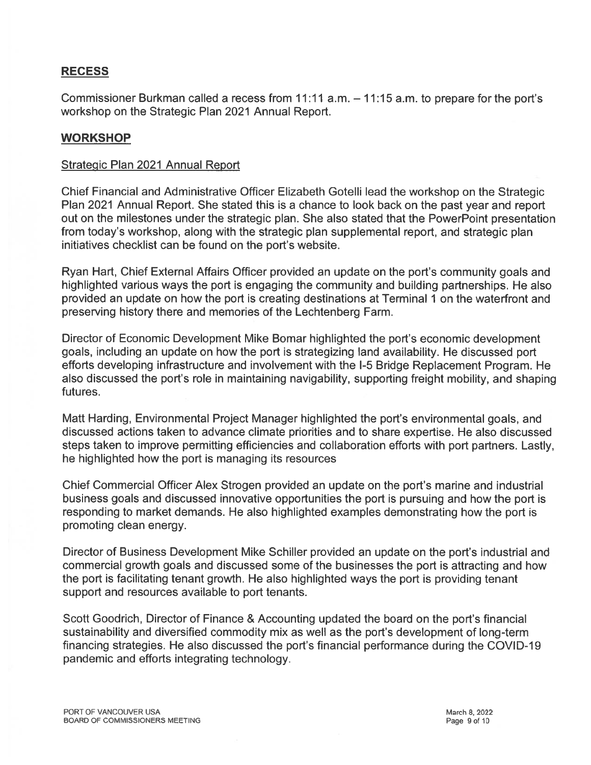## RECESS

Commissioner Burkman called a recess from 11:11 a.m. – 11:15 a.m. to prepare for the port's workshop on the Strategic Plan 2021 Annual Report.

## WORKSHOP

### Strategic Plan 2021 Annual Report

Chief Financial and Administrative Officer Elizabeth Gotelli lead the workshop on the Strategic Plan 2021 Annual Report. She stated this is a chance to look back on the past year and report out on the milestones under the strategic plan. She also stated that the PowerPoint presentation from today's workshop, along with the strategic plan supplemental report, and strategic plan initiatives checklist can be found on the port's website.

Ryan Hart, Chief External Affairs Officer provided an update on the port's community goals and highlighted various ways the port is engaging the community and building partnerships. He also provided an update on how the port is creating destinations at Terminal 1 on the waterfront and preserving history there and memories of the Lechtenberg Farm.

Director of Economic Development Mike Bomar highlighted the port's economic development goals, including an update on how the port is strategizing land availability. He discussed port efforts developing infrastructure and involvement with the I-5 Bridge Replacement Program. He also discussed the port's role in maintaining navigability, supporting freight mobility, and shaping futures.

Matt Harding, Environmental Project Manager highlighted the port's environmental goals, and discussed actions taken to advance climate priorities and to share expertise. He also discussed steps taken to improve permitting efficiencies and collaboration efforts with port partners. Lastly, he highlighted how the port is managing its resources

Chief Commercial Officer Alex Strogen provided an update on the port's marine and industrial business goals and discussed innovative opportunities the port is pursuing and how the port is responding to market demands. He also highlighted examples demonstrating how the port is promoting clean energy.

Director of Business Development Mike Schiller provided an update on the port's industrial and commercial growth goals and discussed some of the businesses the port is attracting and how the port is facilitating tenant growth. He also highlighted ways the port is providing tenant support and resources available to port tenants.

Scott Goodrich, Director of Finance & Accounting updated the board on the port's financial sustainability and diversified commodity mix as well as the port's development of long-term financing strategies. He also discussed the port's financial performance during the COVID-19 pandemic and efforts integrating technology.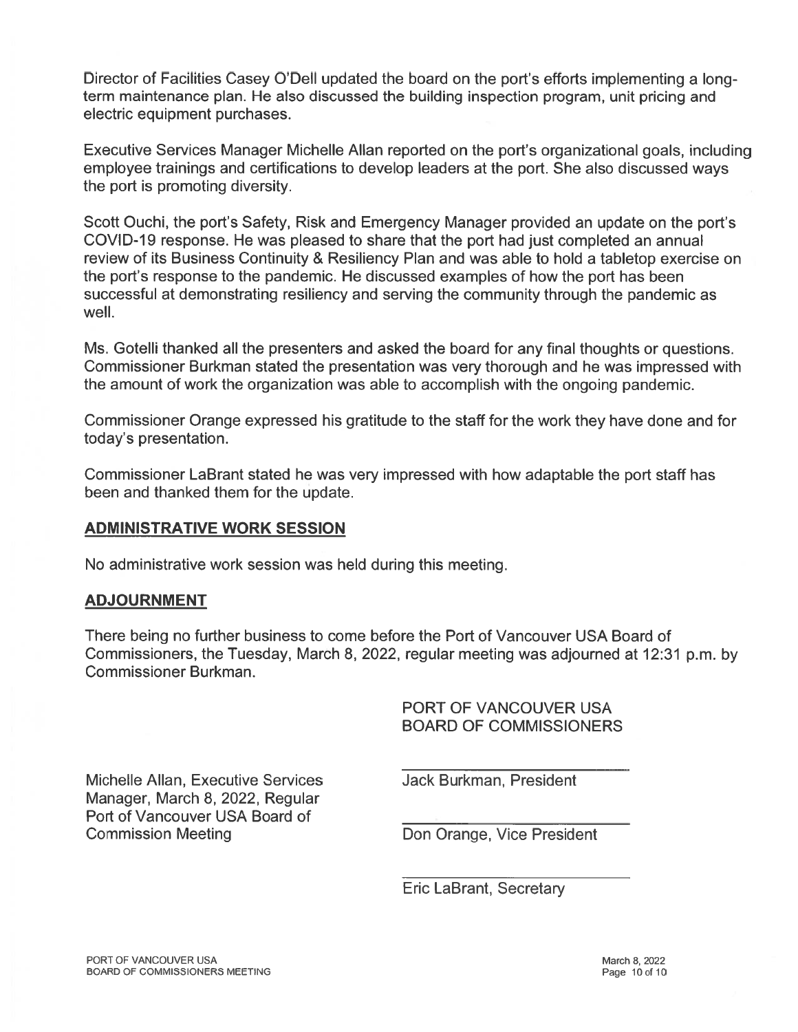Director of Facilities Casey O'Dell updated the board on the port's efforts implementing a long-term maintenance plan. He also discussed the building inspection program, unit pricing and electric equipment purchases.

Executive Services Manager Michelle Allan reported on the port's organizational goals, including employee trainings and certifications to develop leaders at the port. She also discussed ways the port is promoting diversity.

Scott Ouchi, the port's Safety, Risk and Emergency Manager provided an update on the port's COVID-19 response. He was pleased to share that the port had just completed an annual review of its Business Continuity & Resiliency Plan and was able to hold a tabletop exercise on the port's response to the pandemic. He discussed examples of how the port has been successful at demonstrating resiliency and serving the community through the pandemic as well.

Ms. Gotelli thanked all the presenters and asked the board for any final thoughts or questions. Commissioner Burkman stated the presentation was very thorough and he was impressed with the amount of work the organization was able to accomplish with the ongoing pandemic.

Commissioner Orange expressed his gratitude to the staff for the work they have done and for today's presentation.

Commissioner LaBrant stated he was very impressed with how adaptable the port staff has been and thanked them for the update.

## ADMINISTRATIVE WORK SESSION

No administrative work session was held during this meeting.

## ADJOURNMENT

There being no further business to come before the Port of Vancouver USA Board of Commissioners, the Tuesday, March 8, 2022, regular meeting was adjourned at 12:31 p.m. by Commissioner Burkman.

PORT OF VANCOUVER USA
BOARD OF COMMISSIONERS

Jack Burkman, President

Michelle Allan, Executive Services Manager, March 8, 2022, Regular Port of Vancouver USA Board of Commission Meeting

Don Orange, Vice President

Eric LaBrant, Secretary